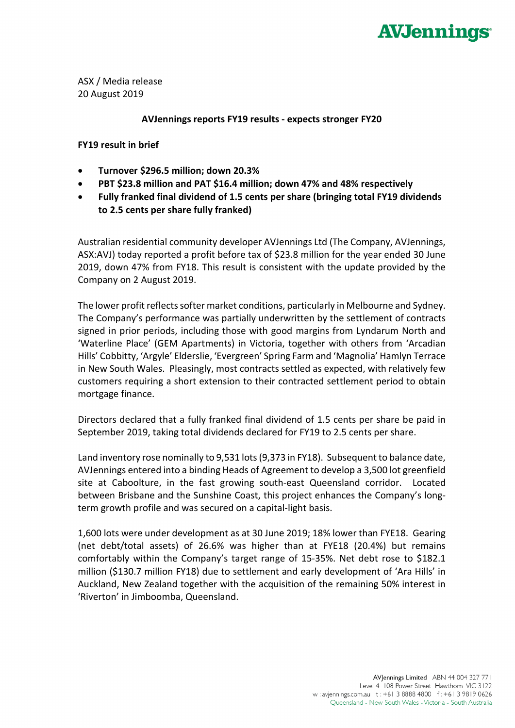ASX / Media release
20 August 2019

**AVJennings reports FY19 results - expects stronger FY20**

**FY19 result in brief**

- **Turnover $296.5 million; down 20.3%**
- **PBT $23.8 million and PAT $16.4 million; down 47% and 48% respectively**
- **Fully franked final dividend of 1.5 cents per share (bringing total FY19 dividends to 2.5 cents per share fully franked)**

Australian residential community developer AVJennings Ltd (The Company, AVJennings, ASX:AVJ) today reported a profit before tax of $23.8 million for the year ended 30 June 2019, down 47% from FY18. This result is consistent with the update provided by the Company on 2 August 2019.

The lower profit reflects softer market conditions, particularly in Melbourne and Sydney. The Company's performance was partially underwritten by the settlement of contracts signed in prior periods, including those with good margins from Lyndarum North and 'Waterline Place' (GEM Apartments) in Victoria, together with others from 'Arcadian Hills' Cobbitty, 'Argyle' Elderslie, 'Evergreen' Spring Farm and 'Magnolia' Hamlyn Terrace in New South Wales. Pleasingly, most contracts settled as expected, with relatively few customers requiring a short extension to their contracted settlement period to obtain mortgage finance.

Directors declared that a fully franked final dividend of 1.5 cents per share be paid in September 2019, taking total dividends declared for FY19 to 2.5 cents per share.

Land inventory rose nominally to 9,531 lots (9,373 in FY18). Subsequent to balance date, AVJennings entered into a binding Heads of Agreement to develop a 3,500 lot greenfield site at Caboolture, in the fast growing south-east Queensland corridor. Located between Brisbane and the Sunshine Coast, this project enhances the Company's long-term growth profile and was secured on a capital-light basis.

1,600 lots were under development as at 30 June 2019; 18% lower than FYE18. Gearing (net debt/total assets) of 26.6% was higher than at FYE18 (20.4%) but remains comfortably within the Company's target range of 15-35%. Net debt rose to $182.1 million ($130.7 million FY18) due to settlement and early development of 'Ara Hills' in Auckland, New Zealand together with the acquisition of the remaining 50% interest in 'Riverton' in Jimboomba, Queensland.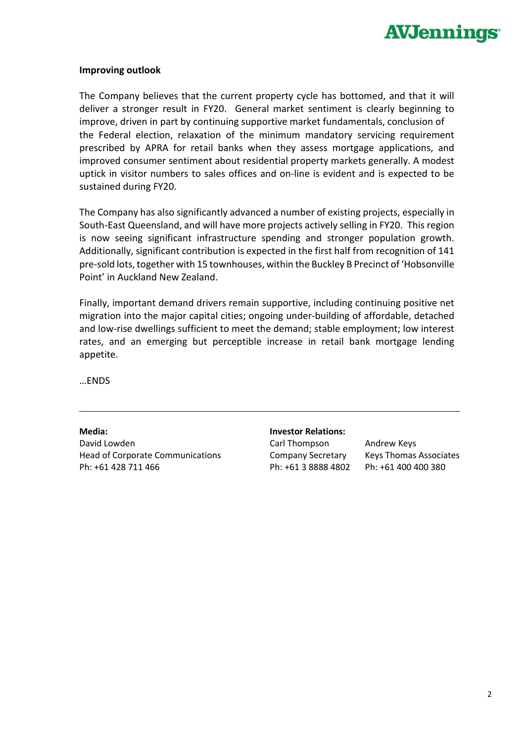**Improving outlook**

The Company believes that the current property cycle has bottomed, and that it will deliver a stronger result in FY20. General market sentiment is clearly beginning to improve, driven in part by continuing supportive market fundamentals, conclusion of the Federal election, relaxation of the minimum mandatory servicing requirement prescribed by APRA for retail banks when they assess mortgage applications, and improved consumer sentiment about residential property markets generally. A modest uptick in visitor numbers to sales offices and on-line is evident and is expected to be sustained during FY20.

The Company has also significantly advanced a number of existing projects, especially in South-East Queensland, and will have more projects actively selling in FY20. This region is now seeing significant infrastructure spending and stronger population growth. Additionally, significant contribution is expected in the first half from recognition of 141 pre-sold lots, together with 15 townhouses, within the Buckley B Precinct of 'Hobsonville Point' in Auckland New Zealand.

Finally, important demand drivers remain supportive, including continuing positive net migration into the major capital cities; ongoing under-building of affordable, detached and low-rise dwellings sufficient to meet the demand; stable employment; low interest rates, and an emerging but perceptible increase in retail bank mortgage lending appetite.

…ENDS

---

**Media:**
David Lowden
Head of Corporate Communications
Ph: +61 428 711 466

**Investor Relations:**

Carl Thompson
Company Secretary
Ph: +61 3 8888 4802

Andrew Keys
Keys Thomas Associates
Ph: +61 400 400 380